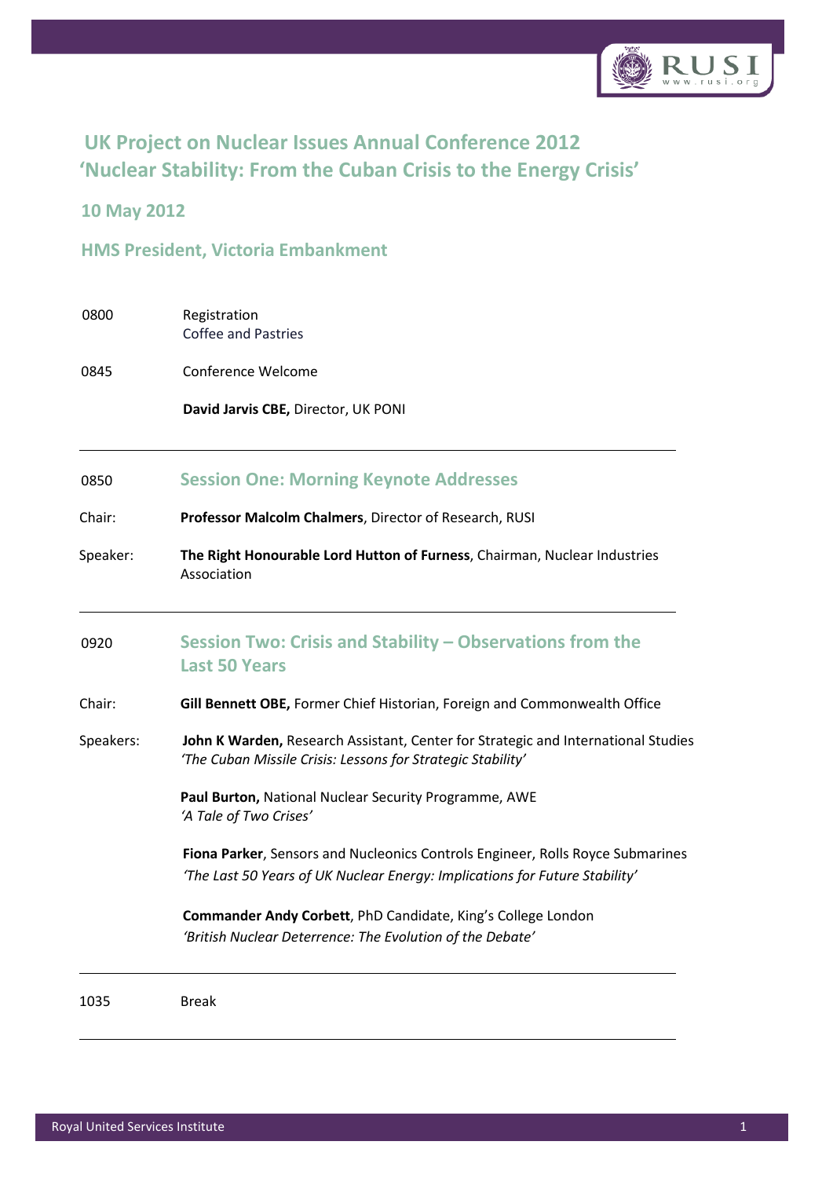# UK Project on Nuclear Issues Annual Conference 2012
# 'Nuclear Stability: From the Cuban Crisis to the Energy Crisis'

## 10 May 2012

## HMS President, Victoria Embankment

0800 Registration
Coffee and Pastries

0845 Conference Welcome

**David Jarvis CBE,** Director, UK PONI

---

0850 **Session One: Morning Keynote Addresses**

Chair: **Professor Malcolm Chalmers**, Director of Research, RUSI

Speaker: **The Right Honourable Lord Hutton of Furness**, Chairman, Nuclear Industries Association

---

0920 **Session Two: Crisis and Stability – Observations from the Last 50 Years**

Chair: **Gill Bennett OBE,** Former Chief Historian, Foreign and Commonwealth Office

Speakers: **John K Warden,** Research Assistant, Center for Strategic and International Studies
*'The Cuban Missile Crisis: Lessons for Strategic Stability'*

**Paul Burton,** National Nuclear Security Programme, AWE
*'A Tale of Two Crises'*

**Fiona Parker**, Sensors and Nucleonics Controls Engineer, Rolls Royce Submarines
*'The Last 50 Years of UK Nuclear Energy: Implications for Future Stability'*

**Commander Andy Corbett**, PhD Candidate, King's College London
*'British Nuclear Deterrence: The Evolution of the Debate'*

---

1035 Break

---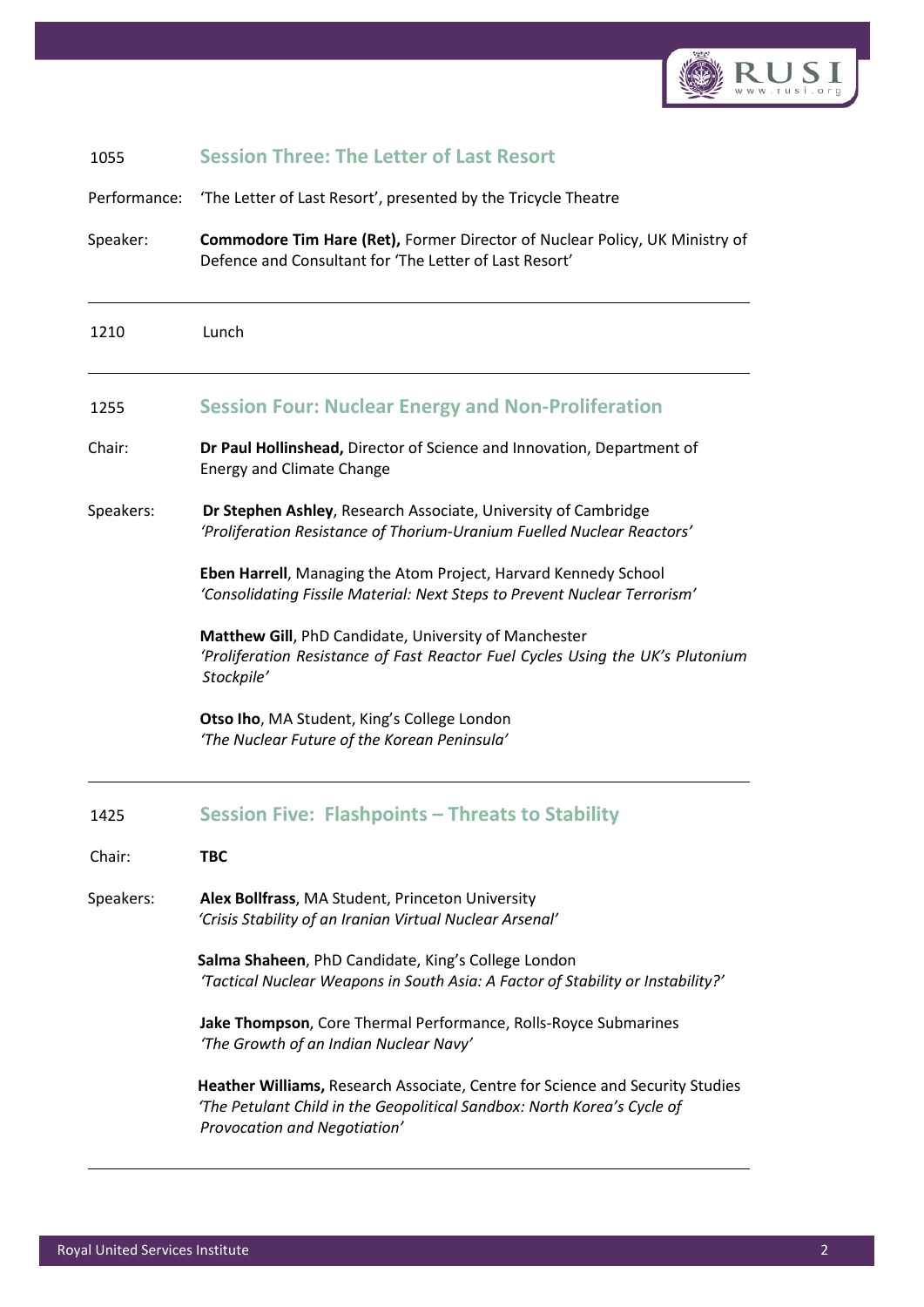1055 **Session Three: The Letter of Last Resort**

Performance: 'The Letter of Last Resort', presented by the Tricycle Theatre

Speaker: **Commodore Tim Hare (Ret),** Former Director of Nuclear Policy, UK Ministry of Defence and Consultant for 'The Letter of Last Resort'

---

1210 Lunch

---

1255 **Session Four: Nuclear Energy and Non-Proliferation**

Chair: **Dr Paul Hollinshead,** Director of Science and Innovation, Department of Energy and Climate Change

Speakers: **Dr Stephen Ashley**, Research Associate, University of Cambridge
*'Proliferation Resistance of Thorium-Uranium Fuelled Nuclear Reactors'*

**Eben Harrell**, Managing the Atom Project, Harvard Kennedy School
*'Consolidating Fissile Material: Next Steps to Prevent Nuclear Terrorism'*

**Matthew Gill**, PhD Candidate, University of Manchester
*'Proliferation Resistance of Fast Reactor Fuel Cycles Using the UK's Plutonium Stockpile'*

**Otso Iho**, MA Student, King's College London
*'The Nuclear Future of the Korean Peninsula'*

---

1425 **Session Five: Flashpoints – Threats to Stability**

Chair: **TBC**

Speakers: **Alex Bollfrass**, MA Student, Princeton University
*'Crisis Stability of an Iranian Virtual Nuclear Arsenal'*

**Salma Shaheen**, PhD Candidate, King's College London
*'Tactical Nuclear Weapons in South Asia: A Factor of Stability or Instability?'*

**Jake Thompson**, Core Thermal Performance, Rolls-Royce Submarines
*'The Growth of an Indian Nuclear Navy'*

**Heather Williams,** Research Associate, Centre for Science and Security Studies
*'The Petulant Child in the Geopolitical Sandbox: North Korea's Cycle of Provocation and Negotiation'*

---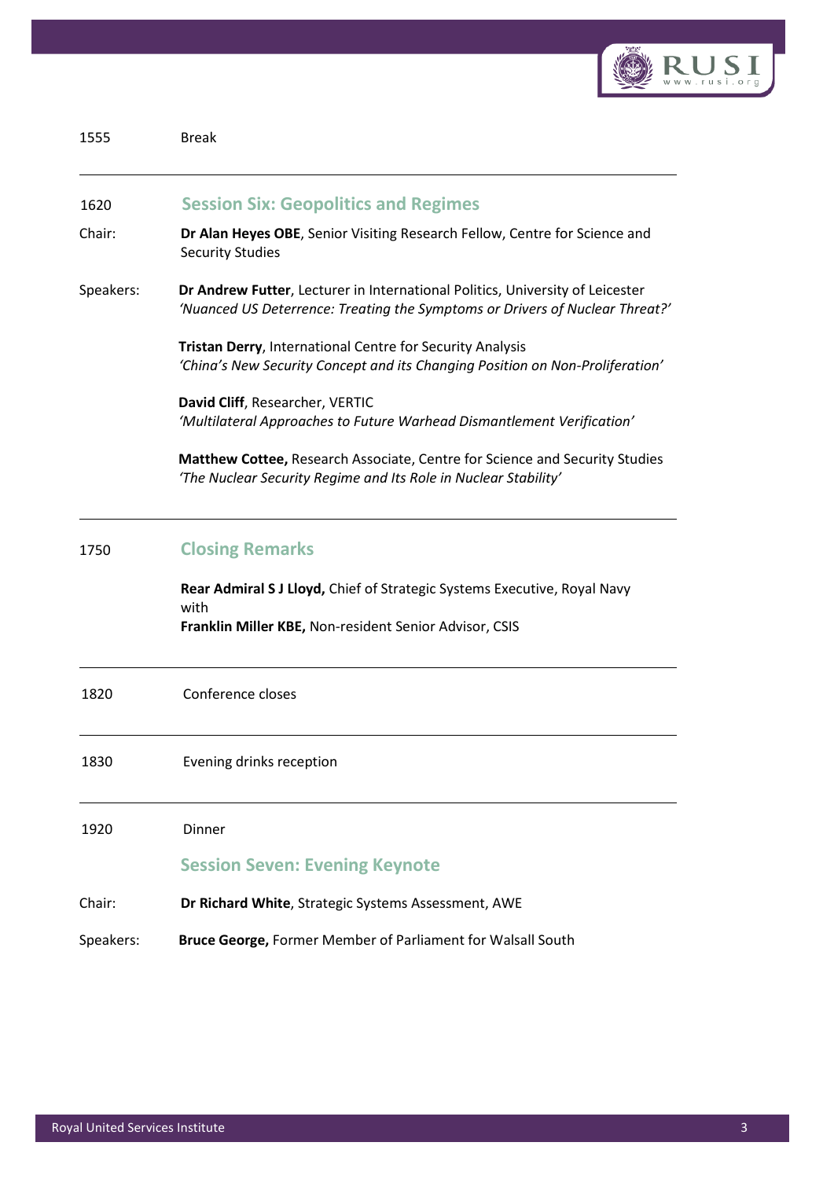1555 Break

---

1620 **Session Six: Geopolitics and Regimes**

Chair: **Dr Alan Heyes OBE**, Senior Visiting Research Fellow, Centre for Science and Security Studies

Speakers: **Dr Andrew Futter**, Lecturer in International Politics, University of Leicester
*'Nuanced US Deterrence: Treating the Symptoms or Drivers of Nuclear Threat?'*

**Tristan Derry**, International Centre for Security Analysis
*'China's New Security Concept and its Changing Position on Non-Proliferation'*

**David Cliff**, Researcher, VERTIC
*'Multilateral Approaches to Future Warhead Dismantlement Verification'*

**Matthew Cottee,** Research Associate, Centre for Science and Security Studies
*'The Nuclear Security Regime and Its Role in Nuclear Stability'*

---

1750 **Closing Remarks**

**Rear Admiral S J Lloyd,** Chief of Strategic Systems Executive, Royal Navy
with
**Franklin Miller KBE,** Non-resident Senior Advisor, CSIS

---

1820 Conference closes

---

1830 Evening drinks reception

---

1920 Dinner

**Session Seven: Evening Keynote**

Chair: **Dr Richard White**, Strategic Systems Assessment, AWE

Speakers: **Bruce George,** Former Member of Parliament for Walsall South